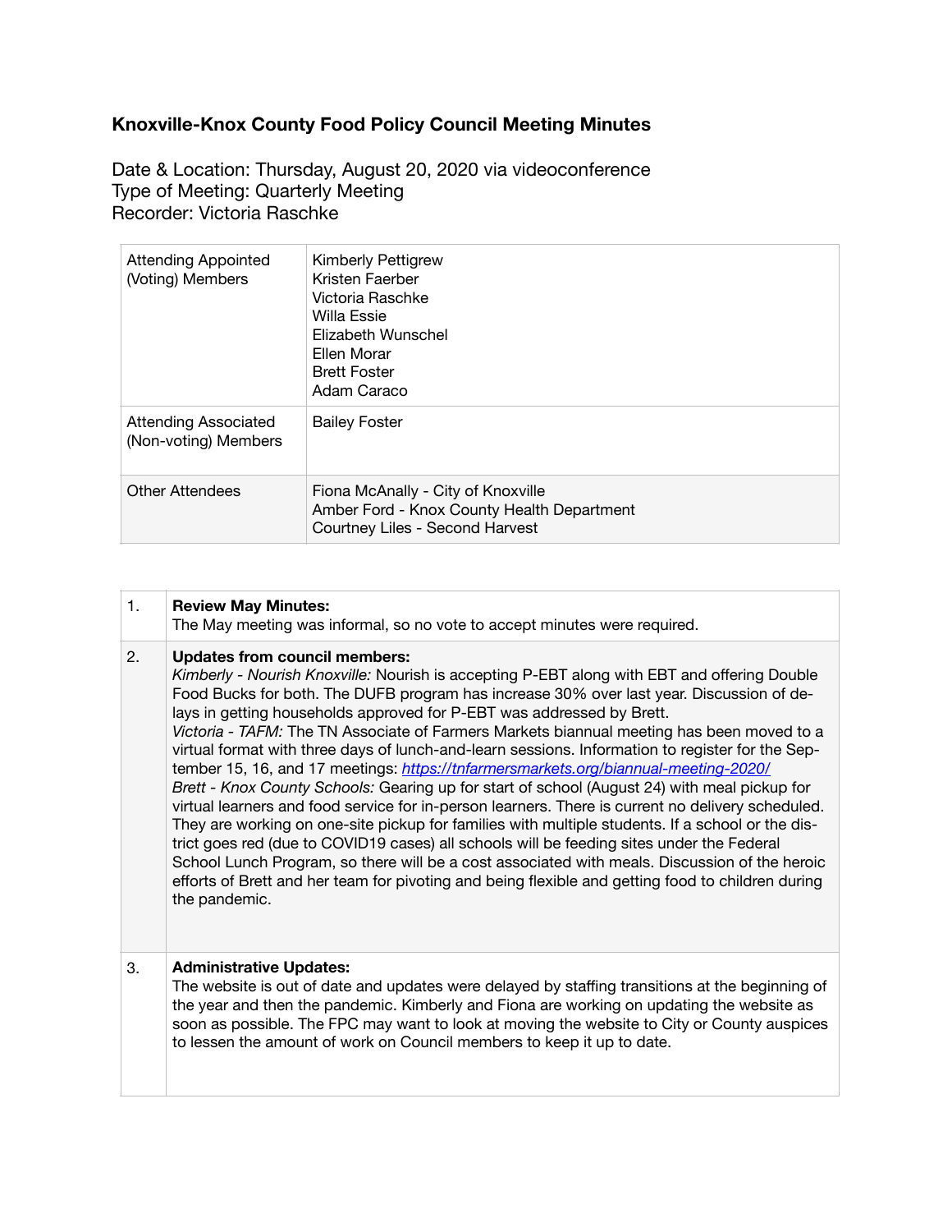# Knoxville-Knox County Food Policy Council Meeting Minutes

Date & Location: Thursday, August 20, 2020 via videoconference
Type of Meeting: Quarterly Meeting
Recorder: Victoria Raschke

| | |
|---|---|
| Attending Appointed (Voting) Members | Kimberly Pettigrew<br>Kristen Faerber<br>Victoria Raschke<br>Willa Essie<br>Elizabeth Wunschel<br>Ellen Morar<br>Brett Foster<br>Adam Caraco |
| Attending Associated (Non-voting) Members | Bailey Foster |
| Other Attendees | Fiona McAnally - City of Knoxville<br>Amber Ford - Knox County Health Department<br>Courtney Liles - Second Harvest |

| | |
|---|---|
| 1. | **Review May Minutes:**<br>The May meeting was informal, so no vote to accept minutes were required. |
| 2. | **Updates from council members:**<br>*Kimberly - Nourish Knoxville:* Nourish is accepting P-EBT along with EBT and offering Double Food Bucks for both. The DUFB program has increase 30% over last year. Discussion of delays in getting households approved for P-EBT was addressed by Brett.<br>*Victoria - TAFM:* The TN Associate of Farmers Markets biannual meeting has been moved to a virtual format with three days of lunch-and-learn sessions. Information to register for the September 15, 16, and 17 meetings: [https://tnfarmersmarkets.org/biannual-meeting-2020/](https://tnfarmersmarkets.org/biannual-meeting-2020/)<br>*Brett - Knox County Schools:* Gearing up for start of school (August 24) with meal pickup for virtual learners and food service for in-person learners. There is current no delivery scheduled. They are working on one-site pickup for families with multiple students. If a school or the district goes red (due to COVID19 cases) all schools will be feeding sites under the Federal School Lunch Program, so there will be a cost associated with meals. Discussion of the heroic efforts of Brett and her team for pivoting and being flexible and getting food to children during the pandemic. |
| 3. | **Administrative Updates:**<br>The website is out of date and updates were delayed by staffing transitions at the beginning of the year and then the pandemic. Kimberly and Fiona are working on updating the website as soon as possible. The FPC may want to look at moving the website to City or County auspices to lessen the amount of work on Council members to keep it up to date. |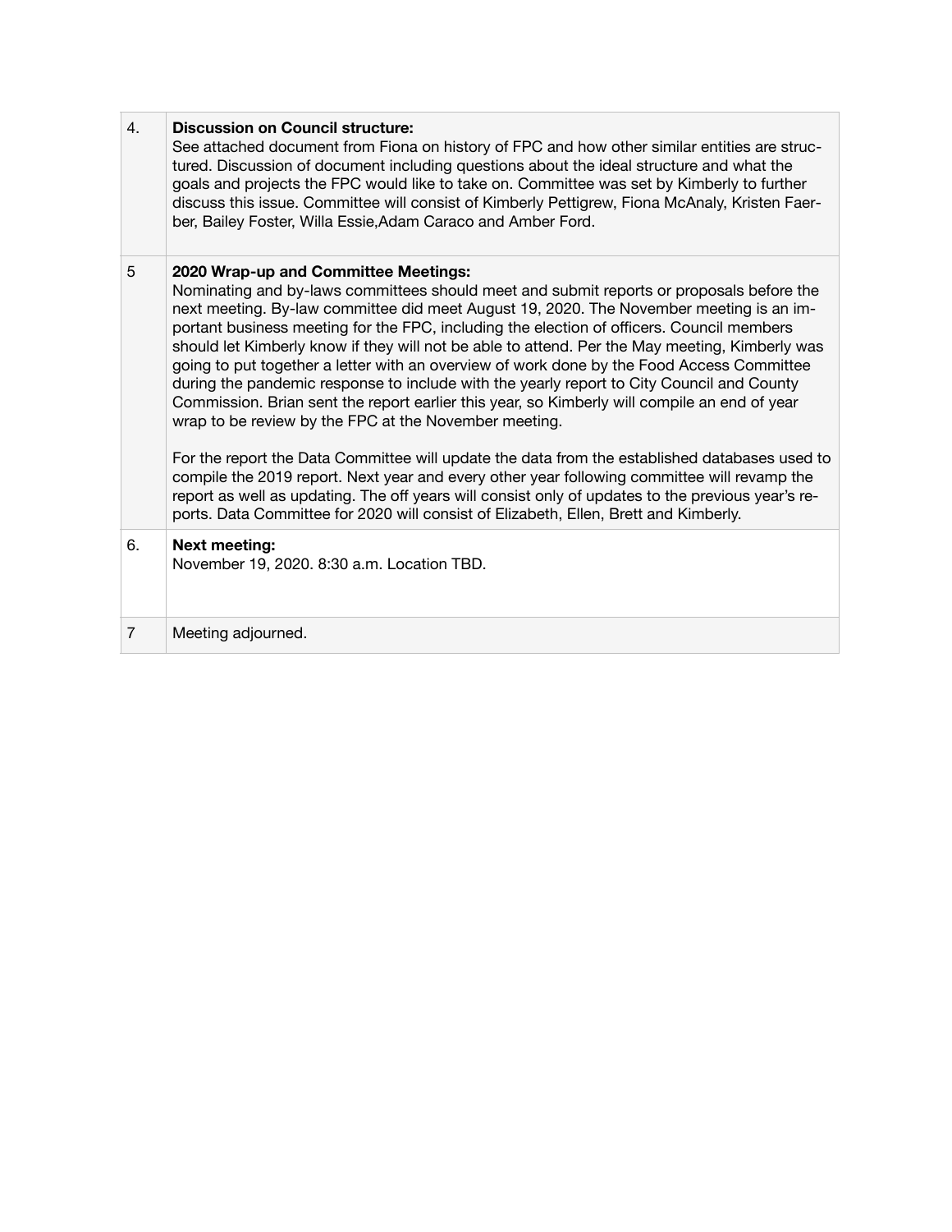| | |
|---|---|
| 4. | **Discussion on Council structure:**<br>See attached document from Fiona on history of FPC and how other similar entities are structured. Discussion of document including questions about the ideal structure and what the goals and projects the FPC would like to take on. Committee was set by Kimberly to further discuss this issue. Committee will consist of Kimberly Pettigrew, Fiona McAnaly, Kristen Faerber, Bailey Foster, Willa Essie,Adam Caraco and Amber Ford. |
| 5 | **2020 Wrap-up and Committee Meetings:**<br>Nominating and by-laws committees should meet and submit reports or proposals before the next meeting. By-law committee did meet August 19, 2020. The November meeting is an important business meeting for the FPC, including the election of officers. Council members should let Kimberly know if they will not be able to attend. Per the May meeting, Kimberly was going to put together a letter with an overview of work done by the Food Access Committee during the pandemic response to include with the yearly report to City Council and County Commission. Brian sent the report earlier this year, so Kimberly will compile an end of year wrap to be review by the FPC at the November meeting.<br><br>For the report the Data Committee will update the data from the established databases used to compile the 2019 report. Next year and every other year following committee will revamp the report as well as updating. The off years will consist only of updates to the previous year's reports. Data Committee for 2020 will consist of Elizabeth, Ellen, Brett and Kimberly. |
| 6. | **Next meeting:**<br>November 19, 2020. 8:30 a.m. Location TBD. |
| 7 | Meeting adjourned. |